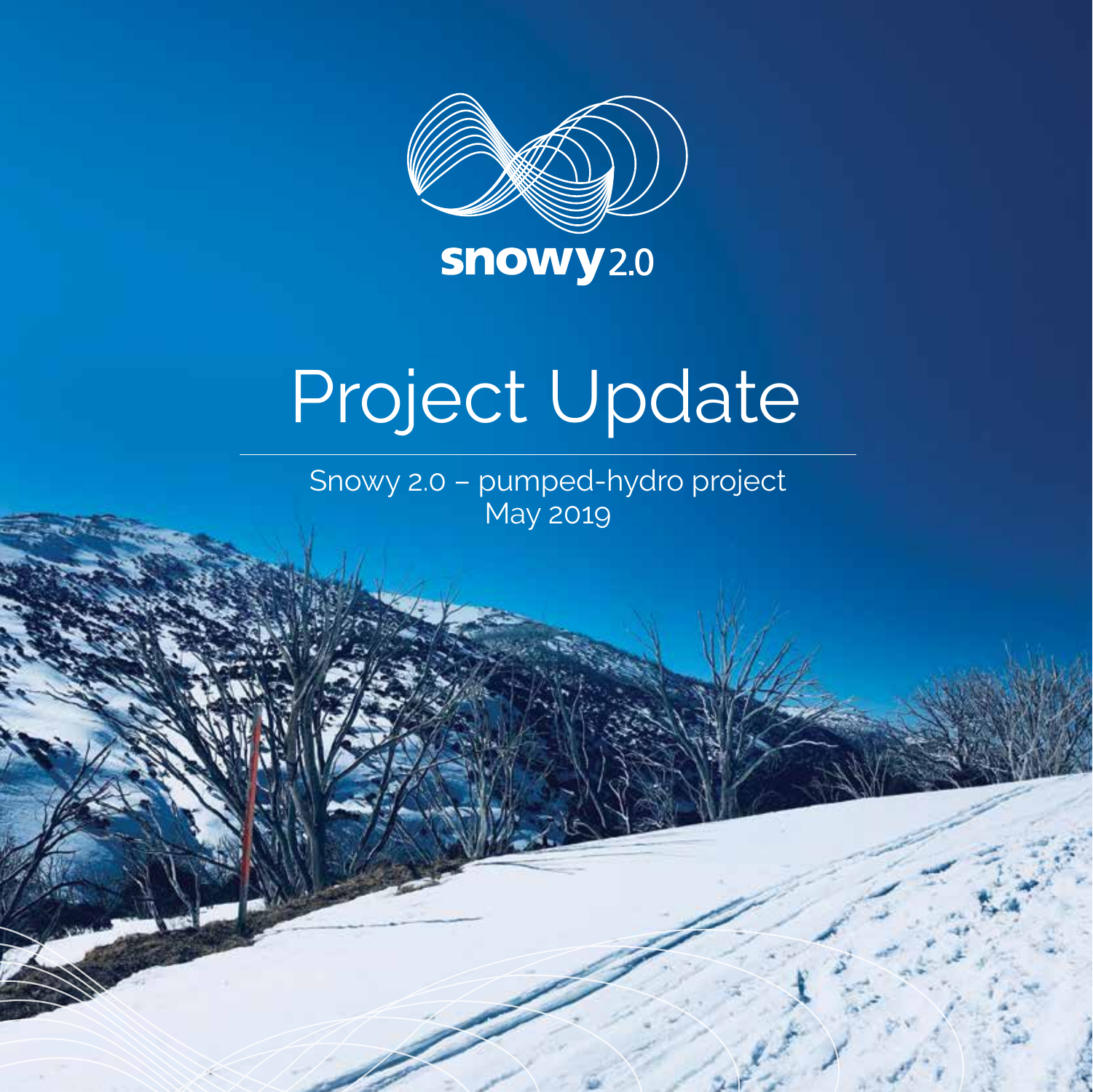snowy 2.0

# Project Update

Snowy 2.0 – pumped-hydro project
May 2019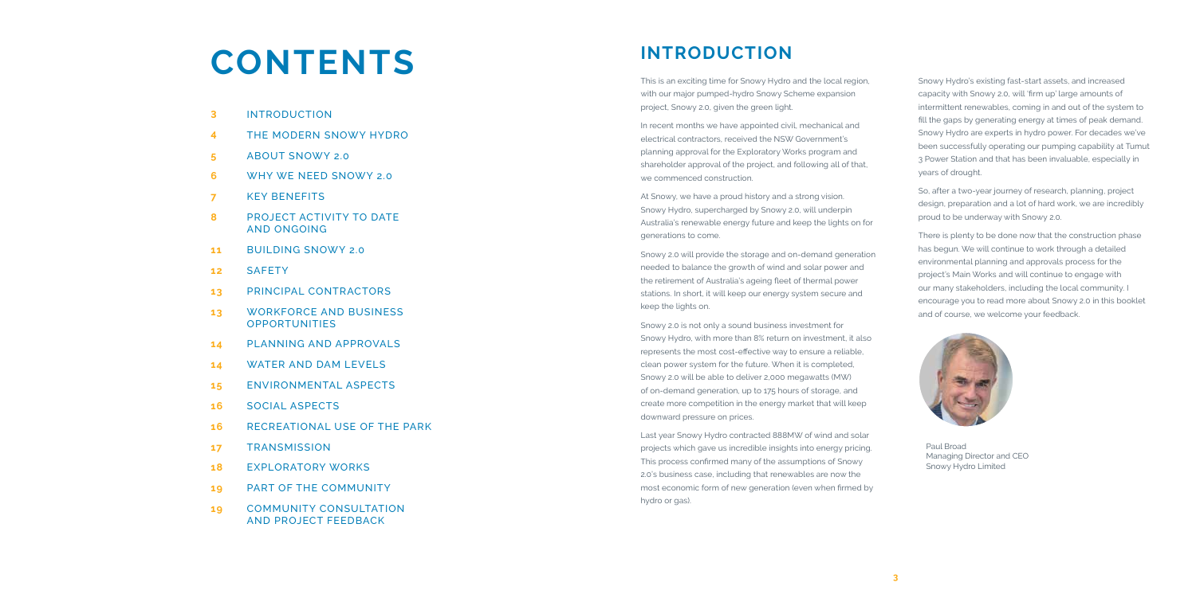# CONTENTS

| | |
|---|---|
| 3 | INTRODUCTION |
| 4 | THE MODERN SNOWY HYDRO |
| 5 | ABOUT SNOWY 2.0 |
| 6 | WHY WE NEED SNOWY 2.0 |
| 7 | KEY BENEFITS |
| 8 | PROJECT ACTIVITY TO DATE AND ONGOING |
| 11 | BUILDING SNOWY 2.0 |
| 12 | SAFETY |
| 13 | PRINCIPAL CONTRACTORS |
| 13 | WORKFORCE AND BUSINESS OPPORTUNITIES |
| 14 | PLANNING AND APPROVALS |
| 14 | WATER AND DAM LEVELS |
| 15 | ENVIRONMENTAL ASPECTS |
| 16 | SOCIAL ASPECTS |
| 16 | RECREATIONAL USE OF THE PARK |
| 17 | TRANSMISSION |
| 18 | EXPLORATORY WORKS |
| 19 | PART OF THE COMMUNITY |
| 19 | COMMUNITY CONSULTATION AND PROJECT FEEDBACK |

# INTRODUCTION

This is an exciting time for Snowy Hydro and the local region, with our major pumped-hydro Snowy Scheme expansion project, Snowy 2.0, given the green light.

In recent months we have appointed civil, mechanical and electrical contractors, received the NSW Government's planning approval for the Exploratory Works program and shareholder approval of the project, and following all of that, we commenced construction.

At Snowy, we have a proud history and a strong vision. Snowy Hydro, supercharged by Snowy 2.0, will underpin Australia's renewable energy future and keep the lights on for generations to come.

Snowy 2.0 will provide the storage and on-demand generation needed to balance the growth of wind and solar power and the retirement of Australia's ageing fleet of thermal power stations. In short, it will keep our energy system secure and keep the lights on.

Snowy 2.0 is not only a sound business investment for Snowy Hydro, with more than 8% return on investment, it also represents the most cost-effective way to ensure a reliable, clean power system for the future. When it is completed, Snowy 2.0 will be able to deliver 2,000 megawatts (MW) of on-demand generation, up to 175 hours of storage, and create more competition in the energy market that will keep downward pressure on prices.

Last year Snowy Hydro contracted 888MW of wind and solar projects which gave us incredible insights into energy pricing. This process confirmed many of the assumptions of Snowy 2.0's business case, including that renewables are now the most economic form of new generation (even when firmed by hydro or gas).

Snowy Hydro's existing fast-start assets, and increased capacity with Snowy 2.0, will 'firm up' large amounts of intermittent renewables, coming in and out of the system to fill the gaps by generating energy at times of peak demand. Snowy Hydro are experts in hydro power. For decades we've been successfully operating our pumping capability at Tumut 3 Power Station and that has been invaluable, especially in years of drought.

So, after a two-year journey of research, planning, project design, preparation and a lot of hard work, we are incredibly proud to be underway with Snowy 2.0.

There is plenty to be done now that the construction phase has begun. We will continue to work through a detailed environmental planning and approvals process for the project's Main Works and will continue to engage with our many stakeholders, including the local community. I encourage you to read more about Snowy 2.0 in this booklet and of course, we welcome your feedback.

Paul Broad
Managing Director and CEO
Snowy Hydro Limited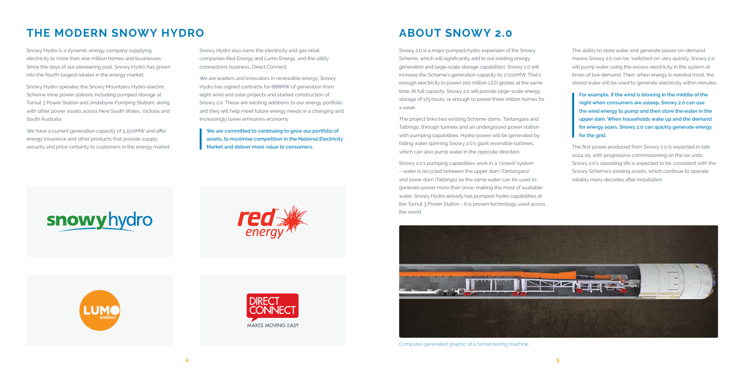# THE MODERN SNOWY HYDRO

Snowy Hydro is a dynamic energy company supplying electricity to more than one million homes and businesses. Since the days of our pioneering past, Snowy Hydro has grown into the fourth-largest retailer in the energy market.

Snowy Hydro operates the Snowy Mountains Hydro-electric Scheme (nine power stations including pumped storage at Tumut 3 Power Station and Jindabyne Pumping Station), along with other power assets across New South Wales, Victoria and South Australia.

We have a current generation capacity of 5,500MW and offer energy insurance and other products that provide supply security and price certainty to customers in the energy market.

Snowy Hydro also owns the electricity and gas retail companies Red Energy and Lumo Energy, and the utility connections business, Direct Connect.

We are leaders and innovators in renewable energy. Snowy Hydro has signed contracts for 888MW of generation from eight wind and solar projects and started construction of Snowy 2.0. These are exciting additions to our energy portfolio and they will help meet future energy needs in a changing and increasingly lower emissions economy.

**We are committed to continuing to grow our portfolio of assets, to maximise competition in the National Electricity Market and deliver more value to consumers.**

# ABOUT SNOWY 2.0

Snowy 2.0 is a major pumped-hydro expansion of the Snowy Scheme, which will significantly add to our existing energy generation and large-scale storage capabilities. Snowy 2.0 will increase the Scheme's generation capacity by 2,000MW. That's enough electricity to power 200 million LED globes at the same time. At full capacity, Snowy 2.0 will provide large-scale energy storage of 175 hours, or enough to power three million homes for a week.

The project links two existing Scheme dams, Tantangara and Talbingo, through tunnels and an underground power station with pumping capabilities. Hydro-power will be generated by falling water spinning Snowy 2.0's giant reversible turbines, which can also pump water in the opposite direction.

Snowy 2.0's pumping capabilities work in a 'closed' system – water is recycled between the upper dam (Tantangara) and lower dam (Talbingo) so the same water can be used to generate power more than once, making the most of available water. Snowy Hydro already has pumped-hydro capabilities at the Tumut 3 Power Station - it is proven technology used across the world.

The ability to store water and generate power on-demand means Snowy 2.0 can be 'switched on' very quickly. Snowy 2.0 will pump water using the excess electricity in the system at times of low demand. Then, when energy is needed most, the stored water will be used to generate electricity within minutes.

**For example, if the wind is blowing in the middle of the night when consumers are asleep, Snowy 2.0 can use the wind energy to pump and then store the water in the upper dam. When households wake up and the demand for energy soars, Snowy 2.0 can quickly generate energy for the grid.**

The first power produced from Snowy 2.0 is expected in late 2024-25, with progressive commissioning on the six units. Snowy 2.0's operating life is expected to be consistent with the Snowy Scheme's existing assets, which continue to operate reliably many decades after installation.

Computer-generated graphic of a tunnel boring machine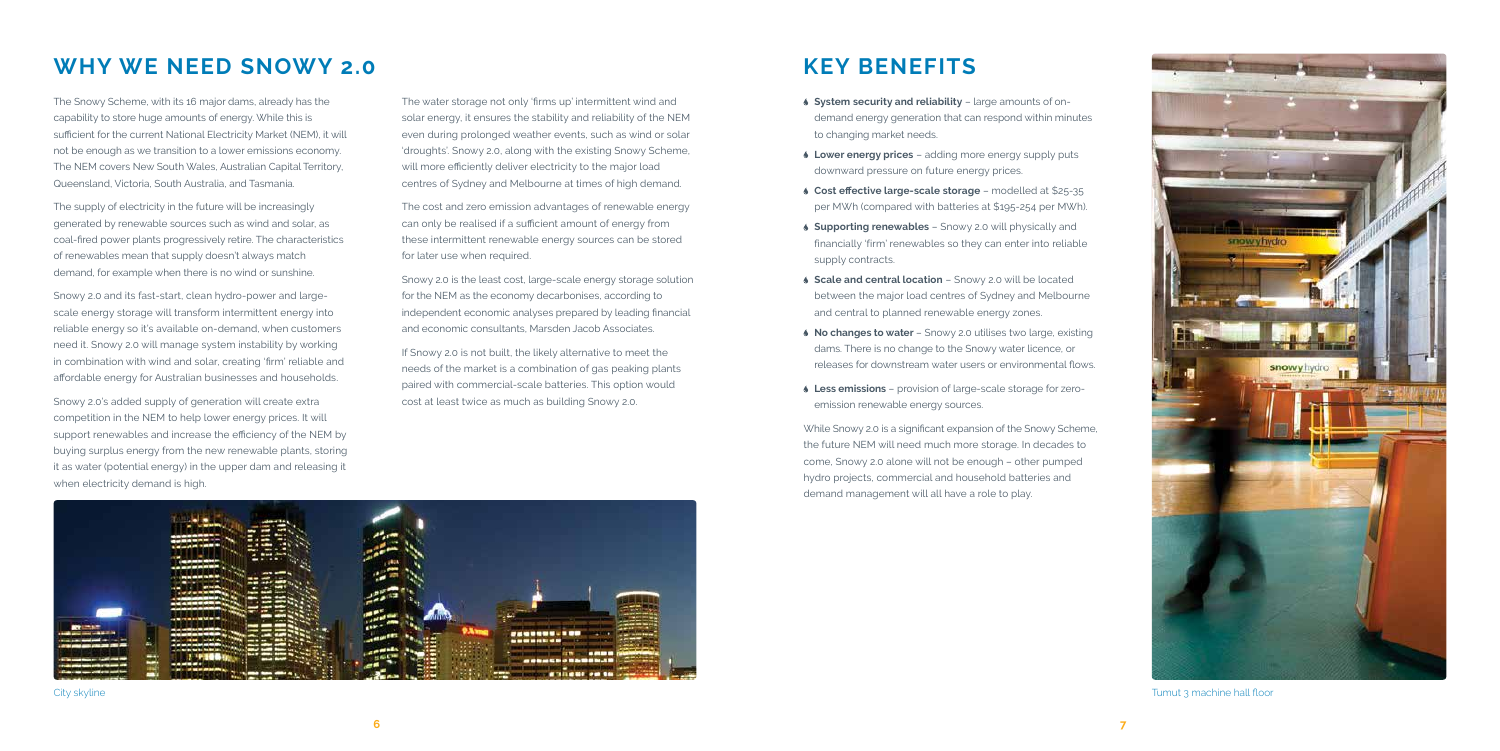## WHY WE NEED SNOWY 2.0

The Snowy Scheme, with its 16 major dams, already has the capability to store huge amounts of energy. While this is sufficient for the current National Electricity Market (NEM), it will not be enough as we transition to a lower emissions economy. The NEM covers New South Wales, Australian Capital Territory, Queensland, Victoria, South Australia, and Tasmania.

The supply of electricity in the future will be increasingly generated by renewable sources such as wind and solar, as coal-fired power plants progressively retire. The characteristics of renewables mean that supply doesn't always match demand, for example when there is no wind or sunshine.

Snowy 2.0 and its fast-start, clean hydro-power and large-scale energy storage will transform intermittent energy into reliable energy so it's available on-demand, when customers need it. Snowy 2.0 will manage system instability by working in combination with wind and solar, creating 'firm' reliable and affordable energy for Australian businesses and households.

Snowy 2.0's added supply of generation will create extra competition in the NEM to help lower energy prices. It will support renewables and increase the efficiency of the NEM by buying surplus energy from the new renewable plants, storing it as water (potential energy) in the upper dam and releasing it when electricity demand is high.

The water storage not only 'firms up' intermittent wind and solar energy, it ensures the stability and reliability of the NEM even during prolonged weather events, such as wind or solar 'droughts'. Snowy 2.0, along with the existing Snowy Scheme, will more efficiently deliver electricity to the major load centres of Sydney and Melbourne at times of high demand.

The cost and zero emission advantages of renewable energy can only be realised if a sufficient amount of energy from these intermittent renewable energy sources can be stored for later use when required.

Snowy 2.0 is the least cost, large-scale energy storage solution for the NEM as the economy decarbonises, according to independent economic analyses prepared by leading financial and economic consultants, Marsden Jacob Associates.

If Snowy 2.0 is not built, the likely alternative to meet the needs of the market is a combination of gas peaking plants paired with commercial-scale batteries. This option would cost at least twice as much as building Snowy 2.0.

City skyline

## KEY BENEFITS

- **System security and reliability** – large amounts of on-demand energy generation that can respond within minutes to changing market needs.
- **Lower energy prices** – adding more energy supply puts downward pressure on future energy prices.
- **Cost effective large-scale storage** – modelled at $25-35 per MWh (compared with batteries at $195-254 per MWh).
- **Supporting renewables** – Snowy 2.0 will physically and financially 'firm' renewables so they can enter into reliable supply contracts.
- **Scale and central location** – Snowy 2.0 will be located between the major load centres of Sydney and Melbourne and central to planned renewable energy zones.
- **No changes to water** – Snowy 2.0 utilises two large, existing dams. There is no change to the Snowy water licence, or releases for downstream water users or environmental flows.
- **Less emissions** – provision of large-scale storage for zero-emission renewable energy sources.

While Snowy 2.0 is a significant expansion of the Snowy Scheme, the future NEM will need much more storage. In decades to come, Snowy 2.0 alone will not be enough – other pumped hydro projects, commercial and household batteries and demand management will all have a role to play.

Tumut 3 machine hall floor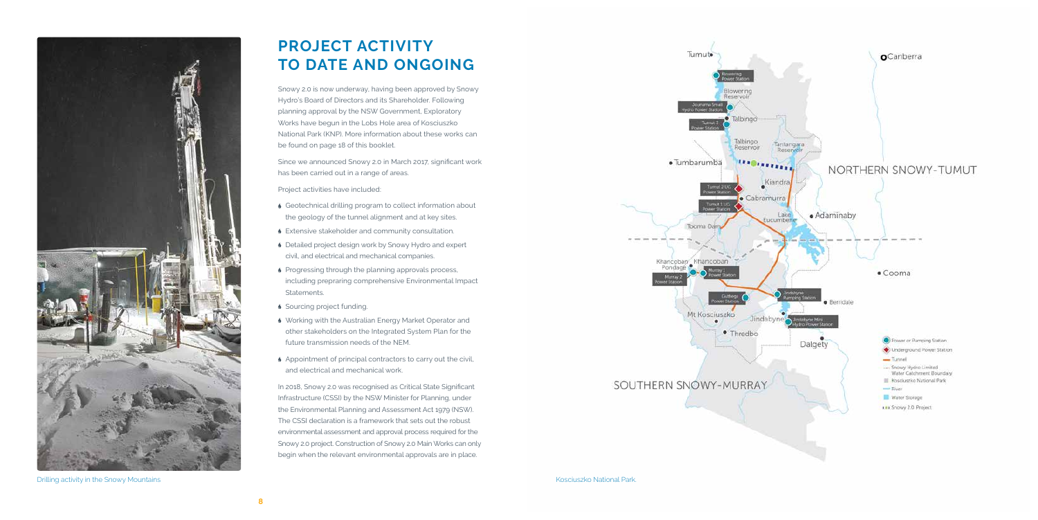# PROJECT ACTIVITY TO DATE AND ONGOING

Snowy 2.0 is now underway, having been approved by Snowy Hydro's Board of Directors and its Shareholder. Following planning approval by the NSW Government, Exploratory Works have begun in the Lobs Hole area of Kosciuszko National Park (KNP). More information about these works can be found on page 18 of this booklet.

Since we announced Snowy 2.0 in March 2017, significant work has been carried out in a range of areas.

Project activities have included:

- Geotechnical drilling program to collect information about the geology of the tunnel alignment and at key sites.
- Extensive stakeholder and community consultation.
- Detailed project design work by Snowy Hydro and expert civil, and electrical and mechanical companies.
- Progressing through the planning approvals process, including prepraring comprehensive Environmental Impact Statements.
- Sourcing project funding.
- Working with the Australian Energy Market Operator and other stakeholders on the Integrated System Plan for the future transmission needs of the NEM.
- Appointment of principal contractors to carry out the civil, and electrical and mechanical work.

In 2018, Snowy 2.0 was recognised as Critical State Significant Infrastructure (CSSI) by the NSW Minister for Planning, under the Environmental Planning and Assessment Act 1979 (NSW). The CSSI declaration is a framework that sets out the robust environmental assessment and approval process required for the Snowy 2.0 project. Construction of Snowy 2.0 Main Works can only begin when the relevant environmental approvals are in place.

Drilling activity in the Snowy Mountains

Kosciuszko National Park.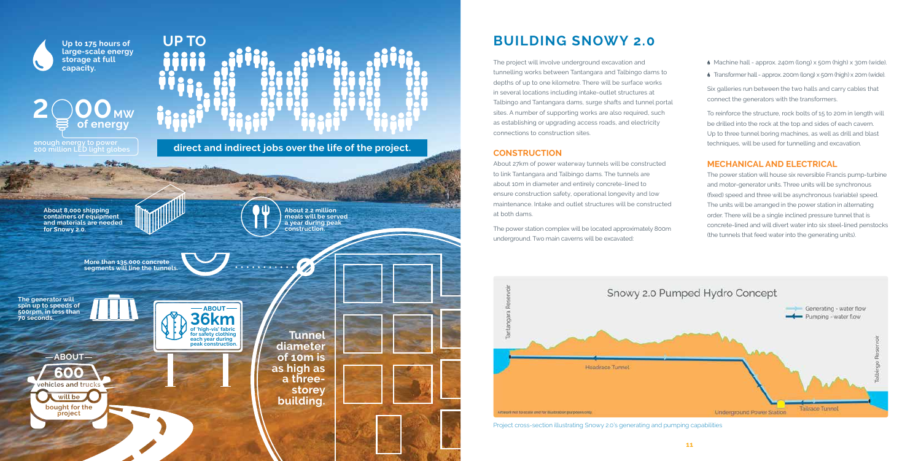Up to 175 hours of large-scale energy storage at full capacity.

**2000 MW of energy**

enough energy to power 200 million LED light globes

**UP TO 5000**

**direct and indirect jobs over the life of the project.**

About 8,000 shipping containers of equipment and materials are needed for Snowy 2.0.

About 2.2 million meals will be served a year during peak construction.

More than 135,000 concrete segments will line the tunnels.

The generator will spin up to speeds of 500rpm, in less than 70 seconds.

ABOUT **36km** of 'high-vis' fabric for safety clothing each year during peak construction.

**Tunnel diameter of 10m is as high as a three-storey building.**

ABOUT **600** vehicles and trucks will be bought for the project

## BUILDING SNOWY 2.0

The project will involve underground excavation and tunnelling works between Tantangara and Talbingo dams to depths of up to one kilometre. There will be surface works in several locations including intake-outlet structures at Talbingo and Tantangara dams, surge shafts and tunnel portal sites. A number of supporting works are also required, such as establishing or upgrading access roads, and electricity connections to construction sites.

### CONSTRUCTION

About 27km of power waterway tunnels will be constructed to link Tantangara and Talbingo dams. The tunnels are about 10m in diameter and entirely concrete-lined to ensure construction safety, operational longevity and low maintenance. Intake and outlet structures will be constructed at both dams.

The power station complex will be located approximately 800m underground. Two main caverns will be excavated:

- Machine hall - approx. 240m (long) x 50m (high) x 30m (wide).
- Transformer hall - approx. 200m (long) x 50m (high) x 20m (wide).

Six galleries run between the two halls and carry cables that connect the generators with the transformers.

To reinforce the structure, rock bolts of 15 to 20m in length will be drilled into the rock at the top and sides of each cavern. Up to three tunnel boring machines, as well as drill and blast techniques, will be used for tunnelling and excavation.

### MECHANICAL AND ELECTRICAL

The power station will house six reversible Francis pump-turbine and motor-generator units. Three units will be synchronous (fixed) speed and three will be asynchronous (variable) speed. The units will be arranged in the power station in alternating order. There will be a single inclined pressure tunnel that is concrete-lined and will divert water into six steel-lined penstocks (the tunnels that feed water into the generating units).

Snowy 2.0 Pumped Hydro Concept

Generating - water flow
Pumping - water flow

Tantangara Reservoir — Headrace Tunnel — Underground Power Station — Tailrace Tunnel — Talbingo Reservoir

Artwork not to scale and for illustration purposes only

Project cross-section illustrating Snowy 2.0's generating and pumping capabilities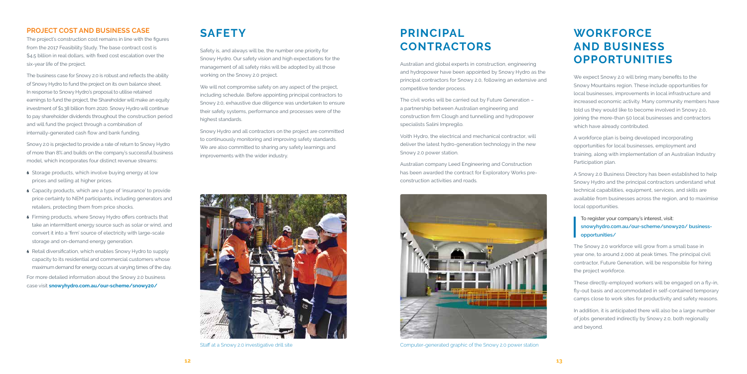### PROJECT COST AND BUSINESS CASE

The project's construction cost remains in line with the figures from the 2017 Feasibility Study. The base contract cost is $4.5 billion in real dollars, with fixed cost escalation over the six-year life of the project.

The business case for Snowy 2.0 is robust and reflects the ability of Snowy Hydro to fund the project on its own balance sheet. In response to Snowy Hydro's proposal to utilise retained earnings to fund the project, the Shareholder will make an equity investment of $1.38 billion from 2020. Snowy Hydro will continue to pay shareholder dividends throughout the construction period and will fund the project through a combination of internally-generated cash flow and bank funding.

Snowy 2.0 is projected to provide a rate of return to Snowy Hydro of more than 8% and builds on the company's successful business model, which incorporates four distinct revenue streams:

- Storage products, which involve buying energy at low prices and selling at higher prices.
- Capacity products, which are a type of 'insurance' to provide price certainty to NEM participants, including generators and retailers, protecting them from price shocks.
- Firming products, where Snowy Hydro offers contracts that take an intermittent energy source such as solar or wind, and convert it into a 'firm' source of electricity with large-scale storage and on-demand energy generation.
- Retail diversification, which enables Snowy Hydro to supply capacity to its residential and commercial customers whose maximum demand for energy occurs at varying times of the day.

For more detailed information about the Snowy 2.0 business case visit **snowyhydro.com.au/our-scheme/snowy20/**

## SAFETY

Safety is, and always will be, the number one priority for Snowy Hydro. Our safety vision and high expectations for the management of all safety risks will be adopted by all those working on the Snowy 2.0 project.

We will not compromise safety on any aspect of the project, including schedule. Before appointing principal contractors to Snowy 2.0, exhaustive due diligence was undertaken to ensure their safety systems, performance and processes were of the highest standards.

Snowy Hydro and all contractors on the project are committed to continuously monitoring and improving safety standards. We are also committed to sharing any safety learnings and improvements with the wider industry.

Staff at a Snowy 2.0 investigative drill site

## PRINCIPAL CONTRACTORS

Australian and global experts in construction, engineering and hydropower have been appointed by Snowy Hydro as the principal contractors for Snowy 2.0, following an extensive and competitive tender process.

The civil works will be carried out by Future Generation – a partnership between Australian engineering and construction firm Clough and tunnelling and hydropower specialists Salini Impregilo.

Voith Hydro, the electrical and mechanical contractor, will deliver the latest hydro-generation technology in the new Snowy 2.0 power station.

Australian company Leed Engineering and Construction has been awarded the contract for Exploratory Works pre-construction activities and roads.

Computer-generated graphic of the Snowy 2.0 power station

## WORKFORCE AND BUSINESS OPPORTUNITIES

We expect Snowy 2.0 will bring many benefits to the Snowy Mountains region. These include opportunities for local businesses, improvements in local infrastructure and increased economic activity. Many community members have told us they would like to become involved in Snowy 2.0, joining the more-than 50 local businesses and contractors which have already contributed.

A workforce plan is being developed incorporating opportunities for local businesses, employment and training, along with implementation of an Australian Industry Participation plan.

A Snowy 2.0 Business Directory has been established to help Snowy Hydro and the principal contractors understand what technical capabilities, equipment, services, and skills are available from businesses across the region, and to maximise local opportunities.

> To register your company's interest, visit: **snowyhydro.com.au/our-scheme/snowy20/ business-opportunities/**

The Snowy 2.0 workforce will grow from a small base in year one, to around 2,000 at peak times. The principal civil contractor, Future Generation, will be responsible for hiring the project workforce.

These directly-employed workers will be engaged on a fly-in, fly-out basis and accommodated in self-contained temporary camps close to work sites for productivity and safety reasons.

In addition, it is anticipated there will also be a large number of jobs generated indirectly by Snowy 2.0, both regionally and beyond.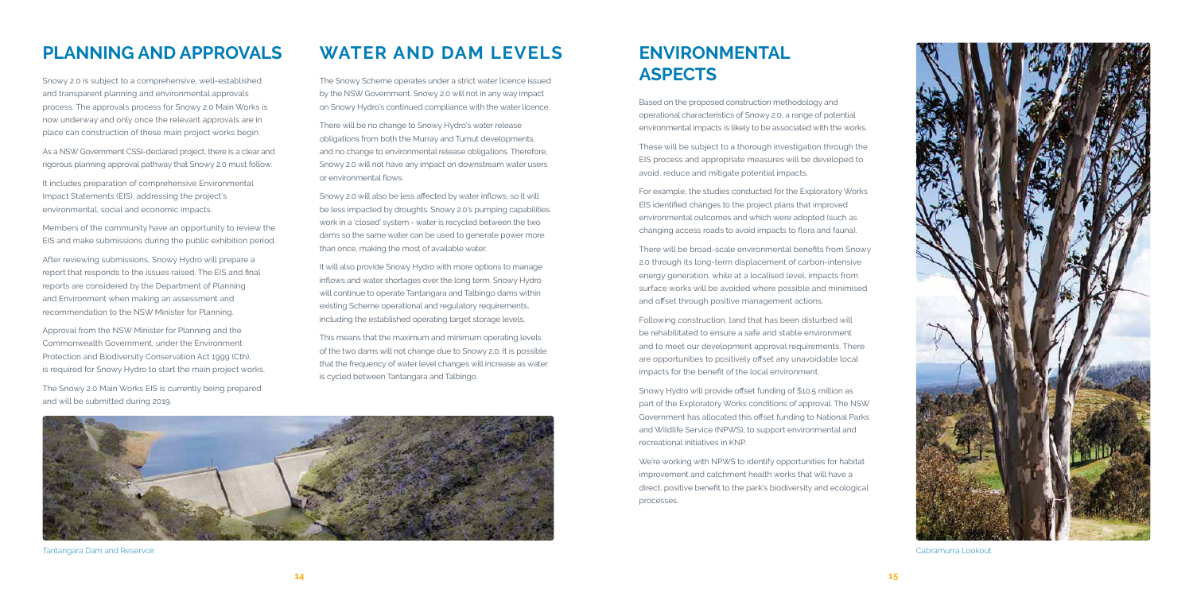## PLANNING AND APPROVALS

Snowy 2.0 is subject to a comprehensive, well-established and transparent planning and environmental approvals process. The approvals process for Snowy 2.0 Main Works is now underway and only once the relevant approvals are in place can construction of these main project works begin.

As a NSW Government CSSI-declared project, there is a clear and rigorous planning approval pathway that Snowy 2.0 must follow.

It includes preparation of comprehensive Environmental Impact Statements (EIS), addressing the project's environmental, social and economic impacts.

Members of the community have an opportunity to review the EIS and make submissions during the public exhibition period.

After reviewing submissions, Snowy Hydro will prepare a report that responds to the issues raised. The EIS and final reports are considered by the Department of Planning and Environment when making an assessment and recommendation to the NSW Minister for Planning.

Approval from the NSW Minister for Planning and the Commonwealth Government, under the Environment Protection and Biodiversity Conservation Act 1999 (Cth), is required for Snowy Hydro to start the main project works.

The Snowy 2.0 Main Works EIS is currently being prepared and will be submitted during 2019.

## WATER AND DAM LEVELS

The Snowy Scheme operates under a strict water licence issued by the NSW Government. Snowy 2.0 will not in any way impact on Snowy Hydro's continued compliance with the water licence.

There will be no change to Snowy Hydro's water release obligations from both the Murray and Tumut developments, and no change to environmental release obligations. Therefore, Snowy 2.0 will not have any impact on downstream water users or environmental flows.

Snowy 2.0 will also be less affected by water inflows, so it will be less impacted by droughts. Snowy 2.0's pumping capabilities work in a 'closed' system - water is recycled between the two dams so the same water can be used to generate power more than once, making the most of available water.

It will also provide Snowy Hydro with more options to manage inflows and water shortages over the long term. Snowy Hydro will continue to operate Tantangara and Talbingo dams within existing Scheme operational and regulatory requirements, including the established operating target storage levels.

This means that the maximum and minimum operating levels of the two dams will not change due to Snowy 2.0. It is possible that the frequency of water level changes will increase as water is cycled between Tantangara and Talbingo.

Tantangara Dam and Reservoir

## ENVIRONMENTAL ASPECTS

Based on the proposed construction methodology and operational characteristics of Snowy 2.0, a range of potential environmental impacts is likely to be associated with the works.

These will be subject to a thorough investigation through the EIS process and appropriate measures will be developed to avoid, reduce and mitigate potential impacts.

For example, the studies conducted for the Exploratory Works EIS identified changes to the project plans that improved environmental outcomes and which were adopted (such as changing access roads to avoid impacts to flora and fauna).

There will be broad-scale environmental benefits from Snowy 2.0 through its long-term displacement of carbon-intensive energy generation, while at a localised level, impacts from surface works will be avoided where possible and minimised and offset through positive management actions.

Following construction, land that has been disturbed will be rehabilitated to ensure a safe and stable environment and to meet our development approval requirements. There are opportunities to positively offset any unavoidable local impacts for the benefit of the local environment.

Snowy Hydro will provide offset funding of $10.5 million as part of the Exploratory Works conditions of approval. The NSW Government has allocated this offset funding to National Parks and Wildlife Service (NPWS), to support environmental and recreational initiatives in KNP.

We're working with NPWS to identify opportunities for habitat improvement and catchment health works that will have a direct, positive benefit to the park's biodiversity and ecological processes.

Cabramurra Lookout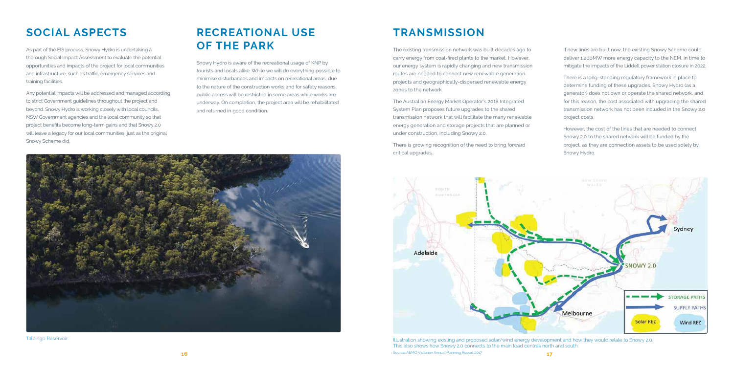## SOCIAL ASPECTS

As part of the EIS process, Snowy Hydro is undertaking a thorough Social Impact Assessment to evaluate the potential opportunities and impacts of the project for local communities and infrastructure, such as traffic, emergency services and training facilities.

Any potential impacts will be addressed and managed according to strict Government guidelines throughout the project and beyond. Snowy Hydro is working closely with local councils, NSW Government agencies and the local community so that project benefits become long-term gains and that Snowy 2.0 will leave a legacy for our local communities, just as the original Snowy Scheme did.

## RECREATIONAL USE OF THE PARK

Snowy Hydro is aware of the recreational usage of KNP by tourists and locals alike. While we will do everything possible to minimise disturbances and impacts on recreational areas, due to the nature of the construction works and for safety reasons, public access will be restricted in some areas while works are underway. On completion, the project area will be rehabilitated and returned in good condition.

Talbingo Reservoir

## TRANSMISSION

The existing transmission network was built decades ago to carry energy from coal-fired plants to the market. However, our energy system is rapidly changing and new transmission routes are needed to connect new renewable generation projects and geographically-dispersed renewable energy zones to the network.

The Australian Energy Market Operator's 2018 Integrated System Plan proposes future upgrades to the shared transmission network that will facilitate the many renewable energy generation and storage projects that are planned or under construction, including Snowy 2.0.

There is growing recognition of the need to bring forward critical upgrades.

If new lines are built now, the existing Snowy Scheme could deliver 1,200MW more energy capacity to the NEM, in time to mitigate the impacts of the Liddell power station closure in 2022.

There is a long-standing regulatory framework in place to determine funding of these upgrades. Snowy Hydro (as a generator) does not own or operate the shared network, and for this reason, the cost associated with upgrading the shared transmission network has not been included in the Snowy 2.0 project costs.

However, the cost of the lines that are needed to connect Snowy 2.0 to the shared network will be funded by the project, as they are connection assets to be used solely by Snowy Hydro.

Illustration showing existing and proposed solar/wind energy development and how they would relate to Snowy 2.0. This also shows how Snowy 2.0 connects to the main load centres north and south.
Source: AEMO Victorian Annual Planning Report 2017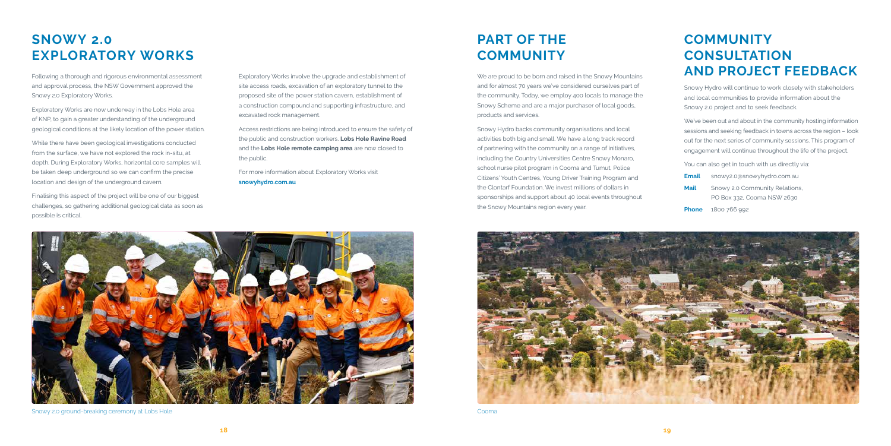# SNOWY 2.0 EXPLORATORY WORKS

Following a thorough and rigorous environmental assessment and approval process, the NSW Government approved the Snowy 2.0 Exploratory Works.

Exploratory Works are now underway in the Lobs Hole area of KNP, to gain a greater understanding of the underground geological conditions at the likely location of the power station.

While there have been geological investigations conducted from the surface, we have not explored the rock in-situ, at depth. During Exploratory Works, horizontal core samples will be taken deep underground so we can confirm the precise location and design of the underground cavern.

Finalising this aspect of the project will be one of our biggest challenges, so gathering additional geological data as soon as possible is critical.

Exploratory Works involve the upgrade and establishment of site access roads, excavation of an exploratory tunnel to the proposed site of the power station cavern, establishment of a construction compound and supporting infrastructure, and excavated rock management.

Access restrictions are being introduced to ensure the safety of the public and construction workers. **Lobs Hole Ravine Road** and the **Lobs Hole remote camping area** are now closed to the public.

For more information about Exploratory Works visit **snowyhydro.com.au**

Snowy 2.0 ground-breaking ceremony at Lobs Hole

# PART OF THE COMMUNITY

We are proud to be born and raised in the Snowy Mountains and for almost 70 years we've considered ourselves part of the community. Today, we employ 400 locals to manage the Snowy Scheme and are a major purchaser of local goods, products and services.

Snowy Hydro backs community organisations and local activities both big and small. We have a long track record of partnering with the community on a range of initiatives, including the Country Universities Centre Snowy Monaro, school nurse pilot program in Cooma and Tumut, Police Citizens' Youth Centres, Young Driver Training Program and the Clontarf Foundation. We invest millions of dollars in sponsorships and support about 40 local events throughout the Snowy Mountains region every year.

# COMMUNITY CONSULTATION AND PROJECT FEEDBACK

Snowy Hydro will continue to work closely with stakeholders and local communities to provide information about the Snowy 2.0 project and to seek feedback.

We've been out and about in the community hosting information sessions and seeking feedback in towns across the region – look out for the next series of community sessions. This program of engagement will continue throughout the life of the project.

You can also get in touch with us directly via:

**Email** snowy2.0@snowyhydro.com.au

**Mail** Snowy 2.0 Community Relations, PO Box 332, Cooma NSW 2630

**Phone** 1800 766 992

Cooma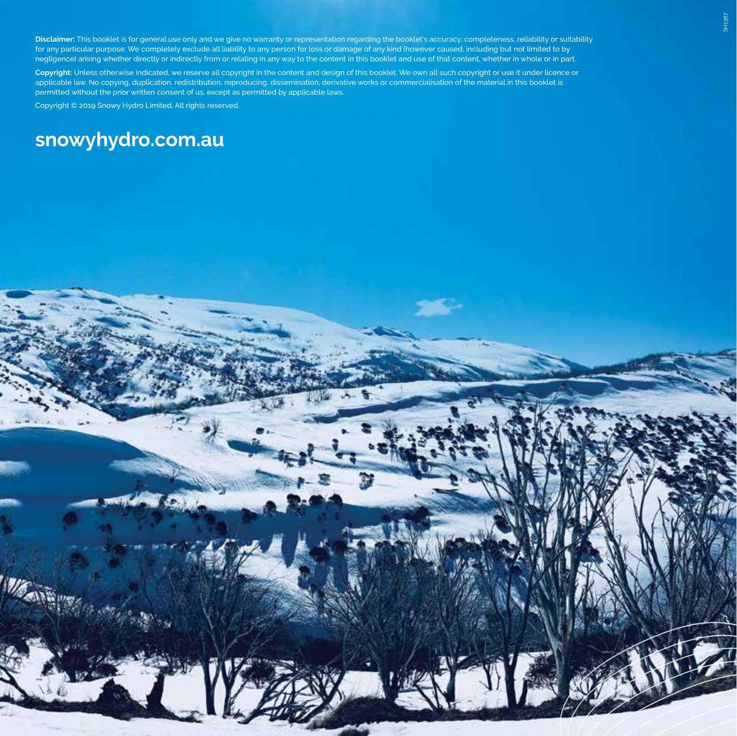**Disclaimer:** This booklet is for general use only and we give no warranty or representation regarding the booklet's accuracy, completeness, reliability or suitability for any particular purpose. We completely exclude all liability to any person for loss or damage of any kind (however caused, including but not limited to by negligence) arising whether directly or indirectly from or relating in any way to the content in this booklet and use of that content, whether in whole or in part.

**Copyright:** Unless otherwise indicated, we reserve all copyright in the content and design of this booklet. We own all such copyright or use it under licence or applicable law. No copying, duplication, redistribution, reproducing, dissemination, derivative works or commercialisation of the material in this booklet is permitted without the prior written consent of us, except as permitted by applicable laws.

Copyright © 2019 Snowy Hydro Limited. All rights reserved.

# snowyhydro.com.au

SH1387